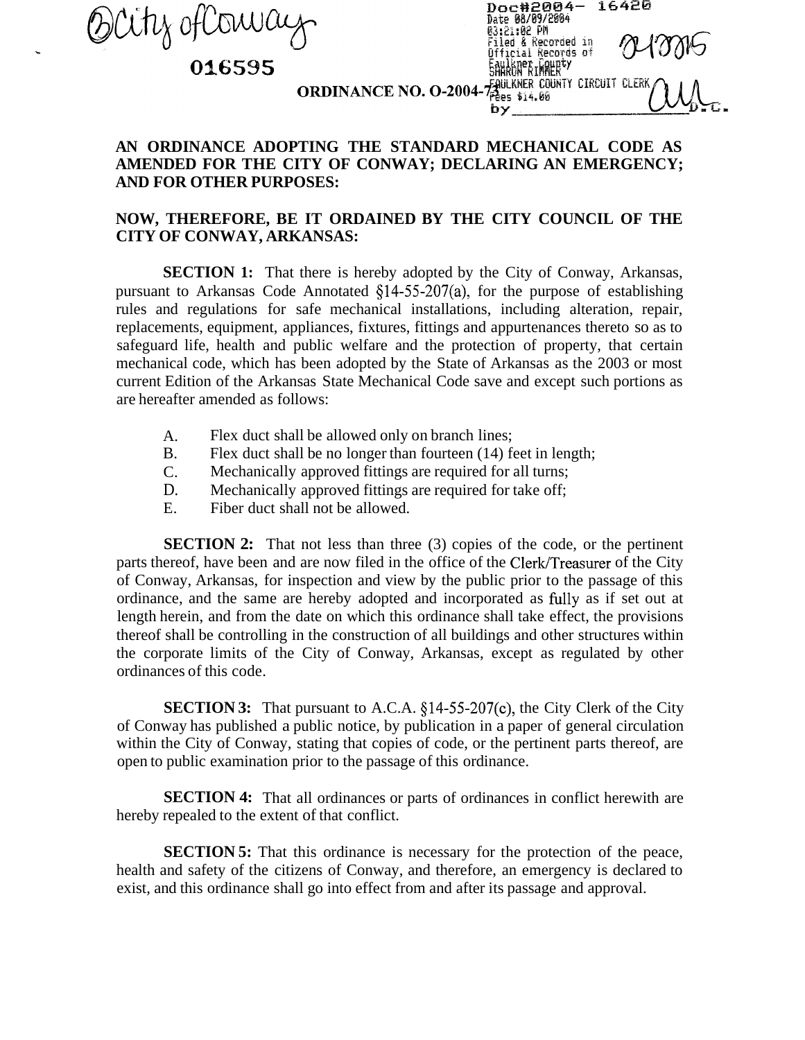City of Conway

016595

Doc#2004- 16420
Date 08/09/2004
03:21:02 PM
Filed & Recorded in
Official Records of
Faulkner County
SHARON RIMMER
FAULKNER COUNTY CIRCUIT CLERK
Fees $14.00
by ______ D.C.

**ORDINANCE NO. O-2004-73**

**AN ORDINANCE ADOPTING THE STANDARD MECHANICAL CODE AS AMENDED FOR THE CITY OF CONWAY; DECLARING AN EMERGENCY; AND FOR OTHER PURPOSES:**

**NOW, THEREFORE, BE IT ORDAINED BY THE CITY COUNCIL OF THE CITY OF CONWAY, ARKANSAS:**

**SECTION 1:** That there is hereby adopted by the City of Conway, Arkansas, pursuant to Arkansas Code Annotated §14-55-207(a), for the purpose of establishing rules and regulations for safe mechanical installations, including alteration, repair, replacements, equipment, appliances, fixtures, fittings and appurtenances thereto so as to safeguard life, health and public welfare and the protection of property, that certain mechanical code, which has been adopted by the State of Arkansas as the 2003 or most current Edition of the Arkansas State Mechanical Code save and except such portions as are hereafter amended as follows:

A. Flex duct shall be allowed only on branch lines;
B. Flex duct shall be no longer than fourteen (14) feet in length;
C. Mechanically approved fittings are required for all turns;
D. Mechanically approved fittings are required for take off;
E. Fiber duct shall not be allowed.

**SECTION 2:** That not less than three (3) copies of the code, or the pertinent parts thereof, have been and are now filed in the office of the Clerk/Treasurer of the City of Conway, Arkansas, for inspection and view by the public prior to the passage of this ordinance, and the same are hereby adopted and incorporated as fully as if set out at length herein, and from the date on which this ordinance shall take effect, the provisions thereof shall be controlling in the construction of all buildings and other structures within the corporate limits of the City of Conway, Arkansas, except as regulated by other ordinances of this code.

**SECTION 3:** That pursuant to A.C.A. §14-55-207(c), the City Clerk of the City of Conway has published a public notice, by publication in a paper of general circulation within the City of Conway, stating that copies of code, or the pertinent parts thereof, are open to public examination prior to the passage of this ordinance.

**SECTION 4:** That all ordinances or parts of ordinances in conflict herewith are hereby repealed to the extent of that conflict.

**SECTION 5:** That this ordinance is necessary for the protection of the peace, health and safety of the citizens of Conway, and therefore, an emergency is declared to exist, and this ordinance shall go into effect from and after its passage and approval.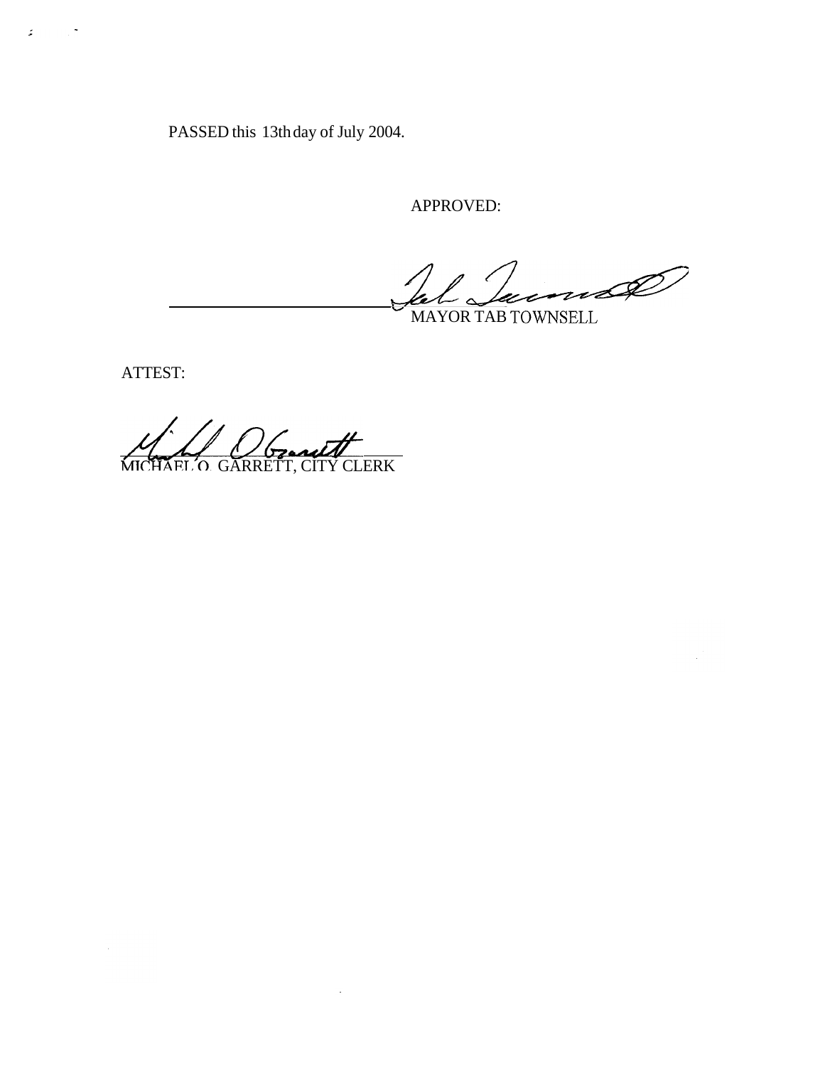PASSED this 13th day of July 2004.

APPROVED:

MAYOR TAB TOWNSELL

ATTEST:

MICHAEL O. GARRETT, CITY CLERK